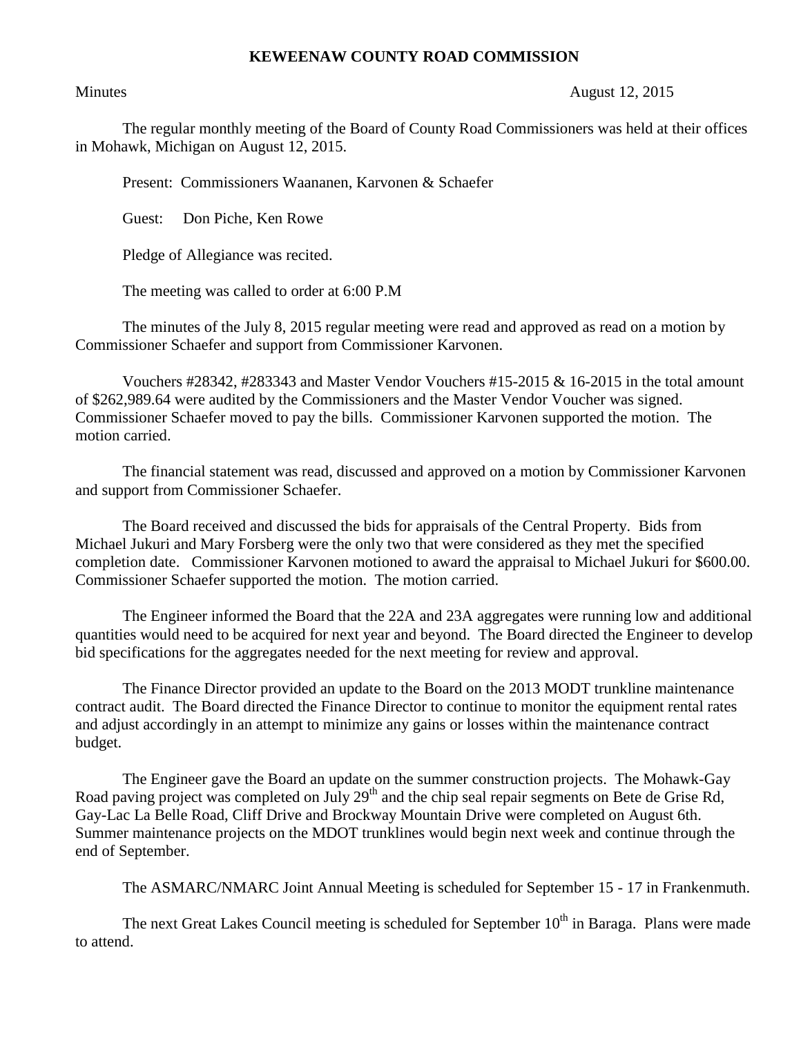# KEWEENAW COUNTY ROAD COMMISSION

Minutes August 12, 2015

The regular monthly meeting of the Board of County Road Commissioners was held at their offices in Mohawk, Michigan on August 12, 2015.

Present: Commissioners Waananen, Karvonen & Schaefer

Guest: Don Piche, Ken Rowe

Pledge of Allegiance was recited.

The meeting was called to order at 6:00 P.M

The minutes of the July 8, 2015 regular meeting were read and approved as read on a motion by Commissioner Schaefer and support from Commissioner Karvonen.

Vouchers #28342, #283343 and Master Vendor Vouchers #15-2015 & 16-2015 in the total amount of $262,989.64 were audited by the Commissioners and the Master Vendor Voucher was signed. Commissioner Schaefer moved to pay the bills. Commissioner Karvonen supported the motion. The motion carried.

The financial statement was read, discussed and approved on a motion by Commissioner Karvonen and support from Commissioner Schaefer.

The Board received and discussed the bids for appraisals of the Central Property. Bids from Michael Jukuri and Mary Forsberg were the only two that were considered as they met the specified completion date. Commissioner Karvonen motioned to award the appraisal to Michael Jukuri for $600.00. Commissioner Schaefer supported the motion. The motion carried.

The Engineer informed the Board that the 22A and 23A aggregates were running low and additional quantities would need to be acquired for next year and beyond. The Board directed the Engineer to develop bid specifications for the aggregates needed for the next meeting for review and approval.

The Finance Director provided an update to the Board on the 2013 MODT trunkline maintenance contract audit. The Board directed the Finance Director to continue to monitor the equipment rental rates and adjust accordingly in an attempt to minimize any gains or losses within the maintenance contract budget.

The Engineer gave the Board an update on the summer construction projects. The Mohawk-Gay Road paving project was completed on July 29th and the chip seal repair segments on Bete de Grise Rd, Gay-Lac La Belle Road, Cliff Drive and Brockway Mountain Drive were completed on August 6th. Summer maintenance projects on the MDOT trunklines would begin next week and continue through the end of September.

The ASMARC/NMARC Joint Annual Meeting is scheduled for September 15 - 17 in Frankenmuth.

The next Great Lakes Council meeting is scheduled for September 10th in Baraga. Plans were made to attend.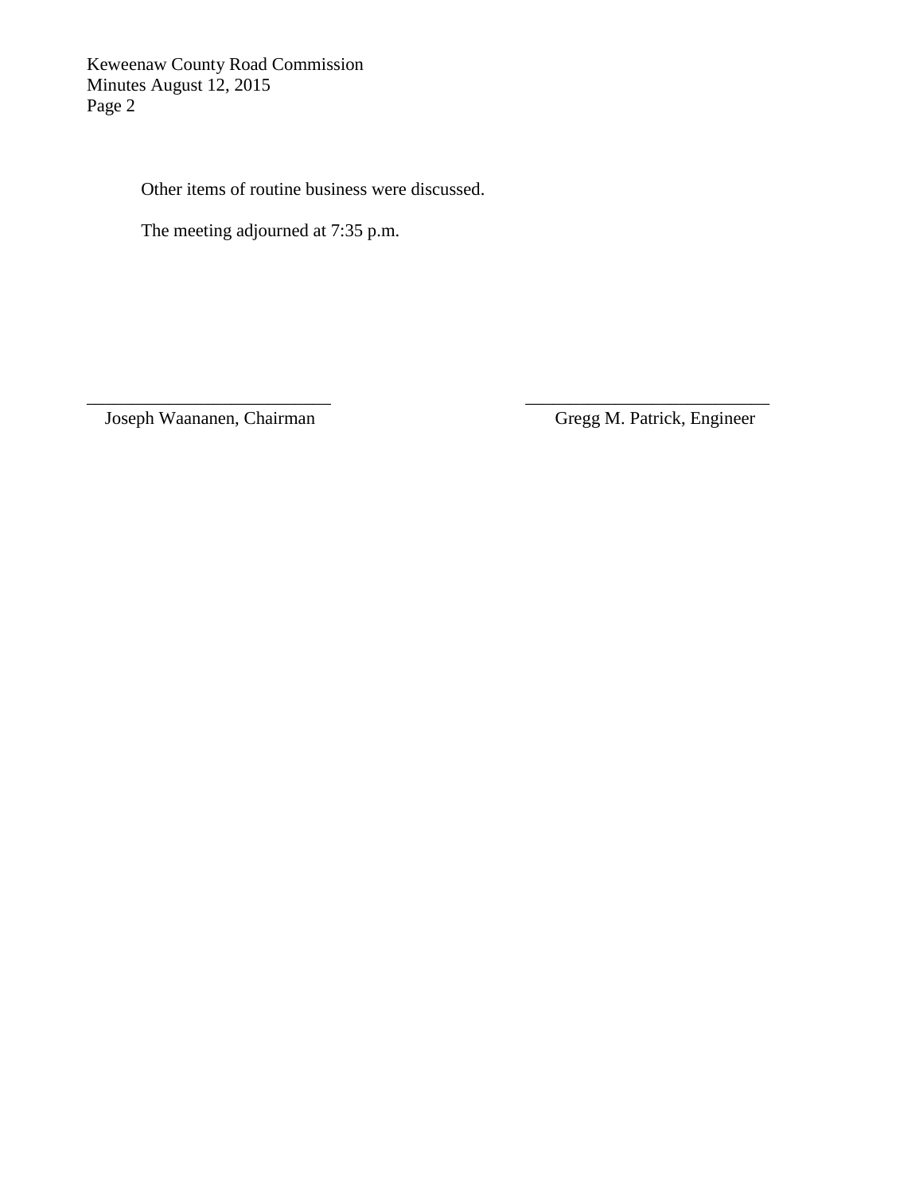Other items of routine business were discussed.

The meeting adjourned at 7:35 p.m.

\_\_\_\_\_\_\_\_\_\_\_\_\_\_\_\_\_\_\_\_\_\_\_\_\_\_\_\_ \_\_\_\_\_\_\_\_\_\_\_\_\_\_\_\_\_\_\_\_\_\_\_\_\_\_\_\_

Joseph Waananen, Chairman Gregg M. Patrick, Engineer